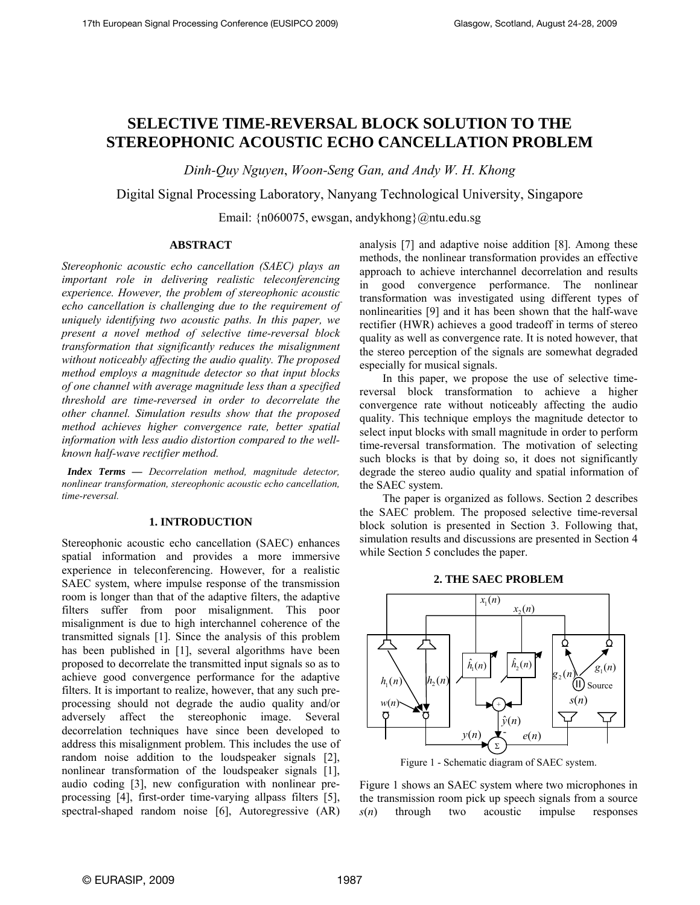# SELECTIVE TIME-REVERSAL BLOCK SOLUTION TO THE STEREOPHONIC ACOUSTIC ECHO CANCELLATION PROBLEM

*Dinh-Quy Nguyen, Woon-Seng Gan, and Andy W. H. Khong*

Digital Signal Processing Laboratory, Nanyang Technological University, Singapore

Email: {n060075, ewsgan, andykhong}@ntu.edu.sg

## ABSTRACT

*Stereophonic acoustic echo cancellation (SAEC) plays an important role in delivering realistic teleconferencing experience. However, the problem of stereophonic acoustic echo cancellation is challenging due to the requirement of uniquely identifying two acoustic paths. In this paper, we present a novel method of selective time-reversal block transformation that significantly reduces the misalignment without noticeably affecting the audio quality. The proposed method employs a magnitude detector so that input blocks of one channel with average magnitude less than a specified threshold are time-reversed in order to decorrelate the other channel. Simulation results show that the proposed method achieves higher convergence rate, better spatial information with less audio distortion compared to the well-known half-wave rectifier method.*

***Index Terms —*** *Decorrelation method, magnitude detector, nonlinear transformation, stereophonic acoustic echo cancellation, time-reversal.*

## 1. INTRODUCTION

Stereophonic acoustic echo cancellation (SAEC) enhances spatial information and provides a more immersive experience in teleconferencing. However, for a realistic SAEC system, where impulse response of the transmission room is longer than that of the adaptive filters, the adaptive filters suffer from poor misalignment. This poor misalignment is due to high interchannel coherence of the transmitted signals [1]. Since the analysis of this problem has been published in [1], several algorithms have been proposed to decorrelate the transmitted input signals so as to achieve good convergence performance for the adaptive filters. It is important to realize, however, that any such pre-processing should not degrade the audio quality and/or adversely affect the stereophonic image. Several decorrelation techniques have since been developed to address this misalignment problem. This includes the use of random noise addition to the loudspeaker signals [2], nonlinear transformation of the loudspeaker signals [1], audio coding [3], new configuration with nonlinear pre-processing [4], first-order time-varying allpass filters [5], spectral-shaped random noise [6], Autoregressive (AR) analysis [7] and adaptive noise addition [8]. Among these methods, the nonlinear transformation provides an effective approach to achieve interchannel decorrelation and results in good convergence performance. The nonlinear transformation was investigated using different types of nonlinearities [9] and it has been shown that the half-wave rectifier (HWR) achieves a good tradeoff in terms of stereo quality as well as convergence rate. It is noted however, that the stereo perception of the signals are somewhat degraded especially for musical signals.

In this paper, we propose the use of selective time-reversal block transformation to achieve a higher convergence rate without noticeably affecting the audio quality. This technique employs the magnitude detector to select input blocks with small magnitude in order to perform time-reversal transformation. The motivation of selecting such blocks is that by doing so, it does not significantly degrade the stereo audio quality and spatial information of the SAEC system.

The paper is organized as follows. Section 2 describes the SAEC problem. The proposed selective time-reversal block solution is presented in Section 3. Following that, simulation results and discussions are presented in Section 4 while Section 5 concludes the paper.

## 2. THE SAEC PROBLEM

Figure 1 - Schematic diagram of SAEC system.

Figure 1 shows an SAEC system where two microphones in the transmission room pick up speech signals from a source $s(n)$ through two acoustic impulse responses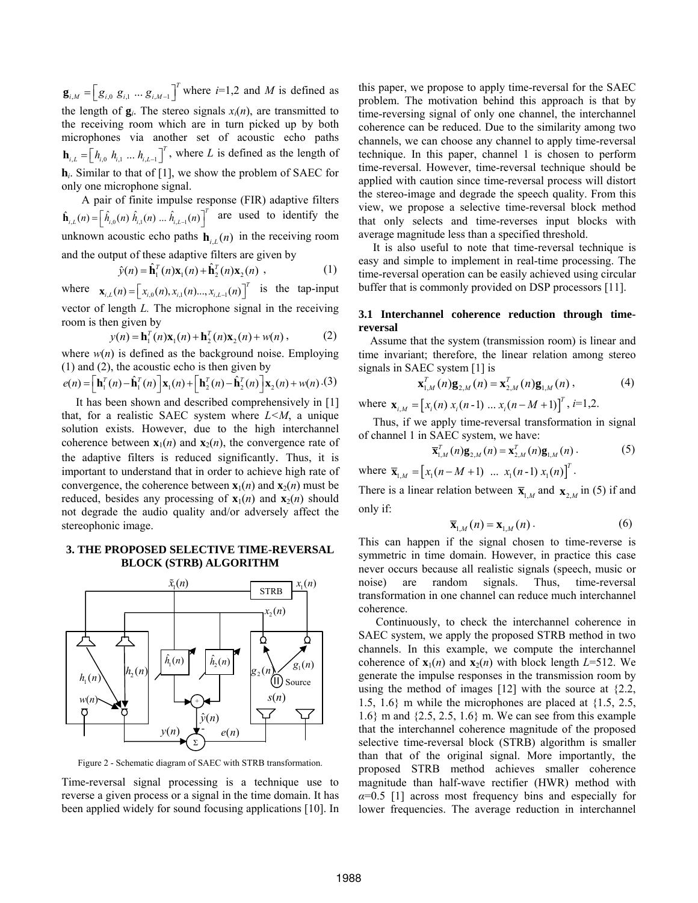$\mathbf{g}_{i,M} = \left[ g_{i,0}\ g_{i,1}\ \ldots\ g_{i,M-1} \right]^T$ where $i$=1,2 and $M$ is defined as the length of $\mathbf{g}_i$. The stereo signals $x_i(n)$, are transmitted to the receiving room which are in turn picked up by both microphones via another set of acoustic echo paths $\mathbf{h}_{i,L} = \left[ h_{i,0}\ h_{i,1}\ \ldots\ h_{i,L-1} \right]^T$, where $L$ is defined as the length of $\mathbf{h}_i$. Similar to that of [1], we show the problem of SAEC for only one microphone signal.

A pair of finite impulse response (FIR) adaptive filters $\hat{\mathbf{h}}_{i,L}(n) = \left[ \hat{h}_{i,0}(n)\ \hat{h}_{i,1}(n)\ \ldots\ \hat{h}_{i,L-1}(n) \right]^T$ are used to identify the unknown acoustic echo paths $\mathbf{h}_{i,L}(n)$ in the receiving room and the output of these adaptive filters are given by

$$\hat{y}(n) = \hat{\mathbf{h}}_1^T(n)\mathbf{x}_1(n) + \hat{\mathbf{h}}_2^T(n)\mathbf{x}_2(n) \ , \tag{1}$$

where $\mathbf{x}_{i,L}(n) = \left[ x_{i,0}(n), x_{i,1}(n) \ldots, x_{i,L-1}(n) \right]^T$ is the tap-input vector of length $L$. The microphone signal in the receiving room is then given by

$$y(n) = \mathbf{h}_1^T(n)\mathbf{x}_1(n) + \mathbf{h}_2^T(n)\mathbf{x}_2(n) + w(n) \ , \tag{2}$$

where $w(n)$ is defined as the background noise. Employing (1) and (2), the acoustic echo is then given by

$$e(n) = \left[ \mathbf{h}_1^T(n) - \hat{\mathbf{h}}_1^T(n) \right]\mathbf{x}_1(n) + \left[ \mathbf{h}_2^T(n) - \hat{\mathbf{h}}_2^T(n) \right]\mathbf{x}_2(n) + w(n) \ . \tag{3}$$

It has been shown and described comprehensively in [1] that, for a realistic SAEC system where $L<M$, a unique solution exists. However, due to the high interchannel coherence between $\mathbf{x}_1(n)$ and $\mathbf{x}_2(n)$, the convergence rate of the adaptive filters is reduced significantly. Thus, it is important to understand that in order to achieve high rate of convergence, the coherence between $\mathbf{x}_1(n)$ and $\mathbf{x}_2(n)$ must be reduced, besides any processing of $\mathbf{x}_1(n)$ and $\mathbf{x}_2(n)$ should not degrade the audio quality and/or adversely affect the stereophonic image.

## 3. THE PROPOSED SELECTIVE TIME-REVERSAL BLOCK (STRB) ALGORITHM

Figure 2 - Schematic diagram of SAEC with STRB transformation.

Time-reversal signal processing is a technique use to reverse a given process or a signal in the time domain. It has been applied widely for sound focusing applications [10]. In this paper, we propose to apply time-reversal for the SAEC problem. The motivation behind this approach is that by time-reversing signal of only one channel, the interchannel coherence can be reduced. Due to the similarity among two channels, we can choose any channel to apply time-reversal technique. In this paper, channel 1 is chosen to perform time-reversal. However, time-reversal technique should be applied with caution since time-reversal process will distort the stereo-image and degrade the speech quality. From this view, we propose a selective time-reversal block method that only selects and time-reverses input blocks with average magnitude less than a specified threshold.

It is also useful to note that time-reversal technique is easy and simple to implement in real-time processing. The time-reversal operation can be easily achieved using circular buffer that is commonly provided on DSP processors [11].

### 3.1 Interchannel coherence reduction through time-reversal

Assume that the system (transmission room) is linear and time invariant; therefore, the linear relation among stereo signals in SAEC system [1] is

$$\mathbf{x}_{1,M}^T(n)\mathbf{g}_{2,M}(n) = \mathbf{x}_{2,M}^T(n)\mathbf{g}_{1,M}(n) \ , \tag{4}$$

where $\mathbf{x}_{i,M} = \left[ x_i(n)\ x_i(n-1)\ \ldots\ x_i(n-M+1) \right]^T$, $i$=1,2.

Thus, if we apply time-reversal transformation in signal of channel 1 in SAEC system, we have:

$$\overline{\mathbf{x}}_{1,M}^T(n)\mathbf{g}_{2,M}(n) = \mathbf{x}_{2,M}^T(n)\mathbf{g}_{1,M}(n) \ . \tag{5}$$

where $\overline{\mathbf{x}}_{1,M} = \left[ x_1(n-M+1)\ \ldots\ x_1(n-1)\ x_1(n) \right]^T$.

There is a linear relation between $\overline{\mathbf{x}}_{1,M}$ and $\mathbf{x}_{2,M}$ in (5) if and only if:

$$\overline{\mathbf{x}}_{1,M}(n) = \mathbf{x}_{1,M}(n) \ . \tag{6}$$

This can happen if the signal chosen to time-reverse is symmetric in time domain. However, in practice this case never occurs because all realistic signals (speech, music or noise) are random signals. Thus, time-reversal transformation in one channel can reduce much interchannel coherence.

Continuously, to check the interchannel coherence in SAEC system, we apply the proposed STRB method in two channels. In this example, we compute the interchannel coherence of $\mathbf{x}_1(n)$ and $\mathbf{x}_2(n)$ with block length $L$=512. We generate the impulse responses in the transmission room by using the method of images [12] with the source at {2.2, 1.5, 1.6} m while the microphones are placed at {1.5, 2.5, 1.6} m and {2.5, 2.5, 1.6} m. We can see from this example that the interchannel coherence magnitude of the proposed selective time-reversal block (STRB) algorithm is smaller than that of the original signal. More importantly, the proposed STRB method achieves smaller coherence magnitude than half-wave rectifier (HWR) method with $\alpha$=0.5 [1] across most frequency bins and especially for lower frequencies. The average reduction in interchannel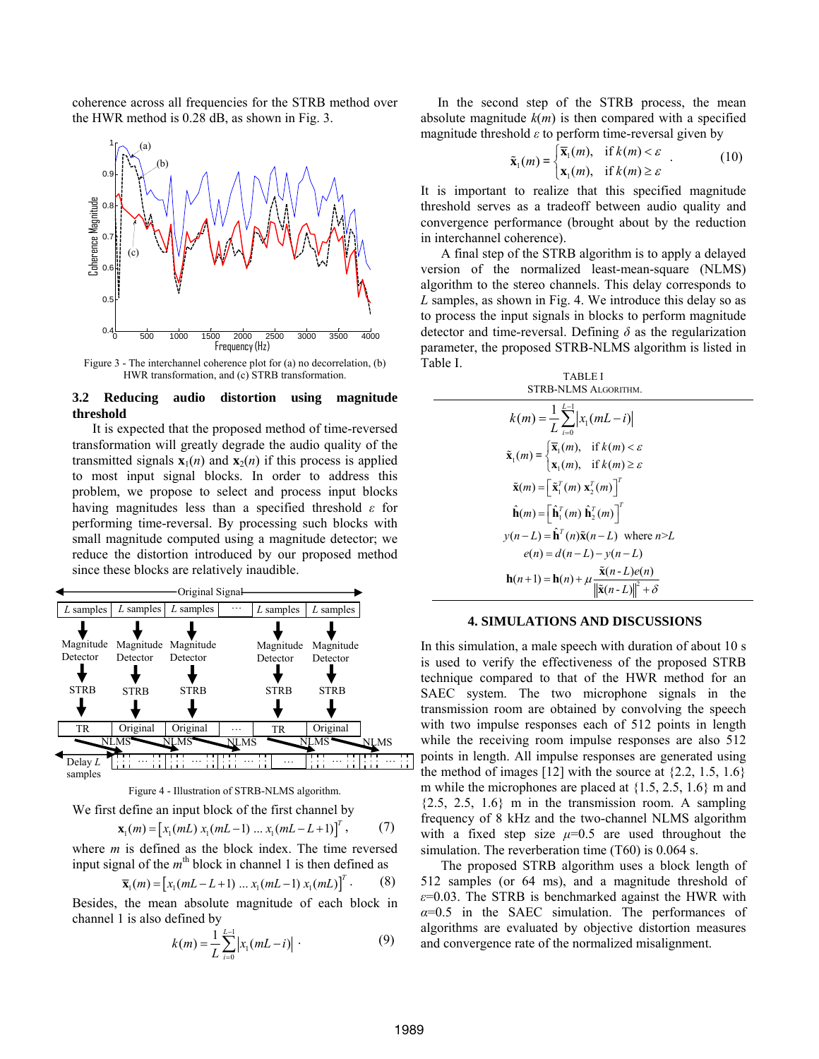coherence across all frequencies for the STRB method over the HWR method is 0.28 dB, as shown in Fig. 3.

Figure 3 - The interchannel coherence plot for (a) no decorrelation, (b) HWR transformation, and (c) STRB transformation.

### 3.2 Reducing audio distortion using magnitude threshold

It is expected that the proposed method of time-reversed transformation will greatly degrade the audio quality of the transmitted signals $\mathbf{x}_1(n)$ and $\mathbf{x}_2(n)$ if this process is applied to most input signal blocks. In order to address this problem, we propose to select and process input blocks having magnitudes less than a specified threshold $\varepsilon$ for performing time-reversal. By processing such blocks with small magnitude computed using a magnitude detector; we reduce the distortion introduced by our proposed method since these blocks are relatively inaudible.

Figure 4 - Illustration of STRB-NLMS algorithm.

We first define an input block of the first channel by

$$\mathbf{x}_1(m) = \left[x_1(mL)\ x_1(mL-1)\ \dots\ x_1(mL-L+1)\right]^T, \tag{7}$$

where $m$ is defined as the block index. The time reversed input signal of the $m^{\text{th}}$ block in channel 1 is then defined as

$$\overline{\mathbf{x}}_1(m) = \left[x_1(mL-L+1)\ \dots\ x_1(mL-1)\ x_1(mL)\right]^T. \tag{8}$$

Besides, the mean absolute magnitude of each block in channel 1 is also defined by

$$k(m) = \frac{1}{L}\sum_{i=0}^{L-1}\left|x_1(mL-i)\right|. \tag{9}$$

In the second step of the STRB process, the mean absolute magnitude $k(m)$ is then compared with a specified magnitude threshold $\varepsilon$ to perform time-reversal given by

$$\tilde{\mathbf{x}}_1(m) = \begin{cases} \overline{\mathbf{x}}_1(m), & \text{if } k(m) < \varepsilon \\ \mathbf{x}_1(m), & \text{if } k(m) \geq \varepsilon \end{cases}. \tag{10}$$

It is important to realize that this specified magnitude threshold serves as a tradeoff between audio quality and convergence performance (brought about by the reduction in interchannel coherence).

A final step of the STRB algorithm is to apply a delayed version of the normalized least-mean-square (NLMS) algorithm to the stereo channels. This delay corresponds to $L$ samples, as shown in Fig. 4. We introduce this delay so as to process the input signals in blocks to perform magnitude detector and time-reversal. Defining $\delta$ as the regularization parameter, the proposed STRB-NLMS algorithm is listed in Table I.

TABLE I
STRB-NLMS ALGORITHM.

$$k(m) = \frac{1}{L}\sum_{i=0}^{L-1}\left|x_1(mL-i)\right|$$

$$\tilde{\mathbf{x}}_1(m) = \begin{cases} \overline{\mathbf{x}}_1(m), & \text{if } k(m) < \varepsilon \\ \mathbf{x}_1(m), & \text{if } k(m) \geq \varepsilon \end{cases}$$

$$\tilde{\mathbf{x}}(m) = \left[\tilde{\mathbf{x}}_1^T(m)\ \mathbf{x}_2^T(m)\right]^T$$

$$\hat{\mathbf{h}}(m) = \left[\hat{\mathbf{h}}_1^T(m)\ \hat{\mathbf{h}}_2^T(m)\right]^T$$

$$y(n-L) = \hat{\mathbf{h}}^T(n)\tilde{\mathbf{x}}(n-L) \quad \text{where } n>L$$

$$e(n) = d(n-L) - y(n-L)$$

$$\mathbf{h}(n+1) = \mathbf{h}(n) + \mu\frac{\tilde{\mathbf{x}}(n-L)e(n)}{\left\|\tilde{\mathbf{x}}(n-L)\right\|^2 + \delta}$$

## 4. SIMULATIONS AND DISCUSSIONS

In this simulation, a male speech with duration of about 10 s is used to verify the effectiveness of the proposed STRB technique compared to that of the HWR method for an SAEC system. The two microphone signals in the transmission room are obtained by convolving the speech with two impulse responses each of 512 points in length while the receiving room impulse responses are also 512 points in length. All impulse responses are generated using the method of images [12] with the source at {2.2, 1.5, 1.6} m while the microphones are placed at {1.5, 2.5, 1.6} m and {2.5, 2.5, 1.6} m in the transmission room. A sampling frequency of 8 kHz and the two-channel NLMS algorithm with a fixed step size $\mu$=0.5 are used throughout the simulation. The reverberation time (T60) is 0.064 s.

The proposed STRB algorithm uses a block length of 512 samples (or 64 ms), and a magnitude threshold of $\varepsilon$=0.03. The STRB is benchmarked against the HWR with $\alpha$=0.5 in the SAEC simulation. The performances of algorithms are evaluated by objective distortion measures and convergence rate of the normalized misalignment.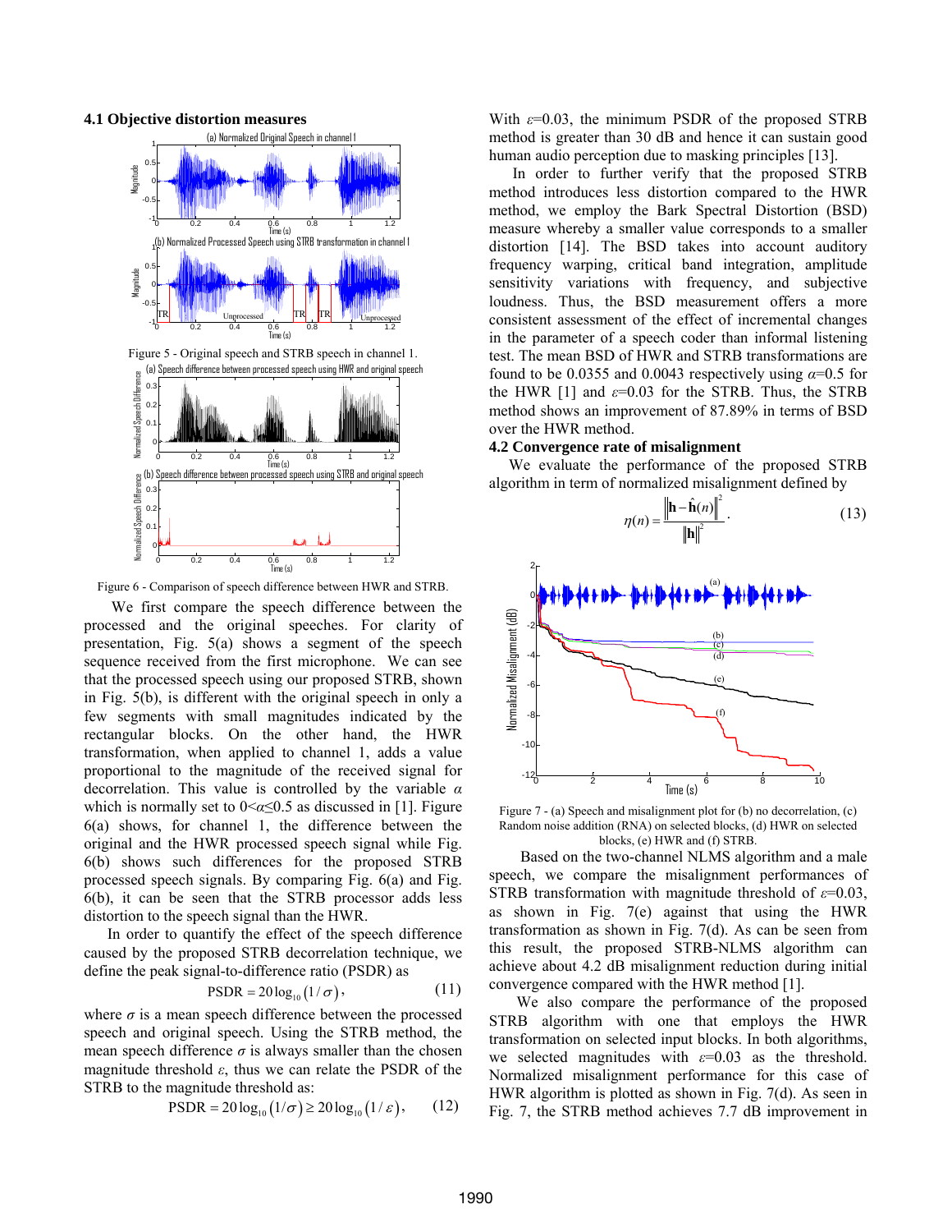### 4.1 Objective distortion measures

Figure 5 - Original speech and STRB speech in channel 1.

Figure 6 - Comparison of speech difference between HWR and STRB.

We first compare the speech difference between the processed and the original speeches. For clarity of presentation, Fig. 5(a) shows a segment of the speech sequence received from the first microphone. We can see that the processed speech using our proposed STRB, shown in Fig. 5(b), is different with the original speech in only a few segments with small magnitudes indicated by the rectangular blocks. On the other hand, the HWR transformation, when applied to channel 1, adds a value proportional to the magnitude of the received signal for decorrelation. This value is controlled by the variable $\alpha$ which is normally set to $0<\alpha\leq 0.5$ as discussed in [1]. Figure 6(a) shows, for channel 1, the difference between the original and the HWR processed speech signal while Fig. 6(b) shows such differences for the proposed STRB processed speech signals. By comparing Fig. 6(a) and Fig. 6(b), it can be seen that the STRB processor adds less distortion to the speech signal than the HWR.

In order to quantify the effect of the speech difference caused by the proposed STRB decorrelation technique, we define the peak signal-to-difference ratio (PSDR) as

$$\mathrm{PSDR} = 20\log_{10}\left(1/\sigma\right), \tag{11}$$

where $\sigma$ is a mean speech difference between the processed speech and original speech. Using the STRB method, the mean speech difference $\sigma$ is always smaller than the chosen magnitude threshold $\varepsilon$, thus we can relate the PSDR of the STRB to the magnitude threshold as:

$$\mathrm{PSDR} = 20\log_{10}\left(1/\sigma\right) \geq 20\log_{10}\left(1/\varepsilon\right), \tag{12}$$

With $\varepsilon$=0.03, the minimum PSDR of the proposed STRB method is greater than 30 dB and hence it can sustain good human audio perception due to masking principles [13].

In order to further verify that the proposed STRB method introduces less distortion compared to the HWR method, we employ the Bark Spectral Distortion (BSD) measure whereby a smaller value corresponds to a smaller distortion [14]. The BSD takes into account auditory frequency warping, critical band integration, amplitude sensitivity variations with frequency, and subjective loudness. Thus, the BSD measurement offers a more consistent assessment of the effect of incremental changes in the parameter of a speech coder than informal listening test. The mean BSD of HWR and STRB transformations are found to be 0.0355 and 0.0043 respectively using $\alpha$=0.5 for the HWR [1] and $\varepsilon$=0.03 for the STRB. Thus, the STRB method shows an improvement of 87.89% in terms of BSD over the HWR method.

### 4.2 Convergence rate of misalignment

We evaluate the performance of the proposed STRB algorithm in term of normalized misalignment defined by

$$\eta(n) = \frac{\left\|\mathbf{h} - \hat{\mathbf{h}}(n)\right\|^2}{\left\|\mathbf{h}\right\|^2}. \tag{13}$$

Figure 7 - (a) Speech and misalignment plot for (b) no decorrelation, (c) Random noise addition (RNA) on selected blocks, (d) HWR on selected blocks, (e) HWR and (f) STRB.

Based on the two-channel NLMS algorithm and a male speech, we compare the misalignment performances of STRB transformation with magnitude threshold of $\varepsilon$=0.03, as shown in Fig. 7(e) against that using the HWR transformation as shown in Fig. 7(d). As can be seen from this result, the proposed STRB-NLMS algorithm can achieve about 4.2 dB misalignment reduction during initial convergence compared with the HWR method [1].

We also compare the performance of the proposed STRB algorithm with one that employs the HWR transformation on selected input blocks. In both algorithms, we selected magnitudes with $\varepsilon$=0.03 as the threshold. Normalized misalignment performance for this case of HWR algorithm is plotted as shown in Fig. 7(d). As seen in Fig. 7, the STRB method achieves 7.7 dB improvement in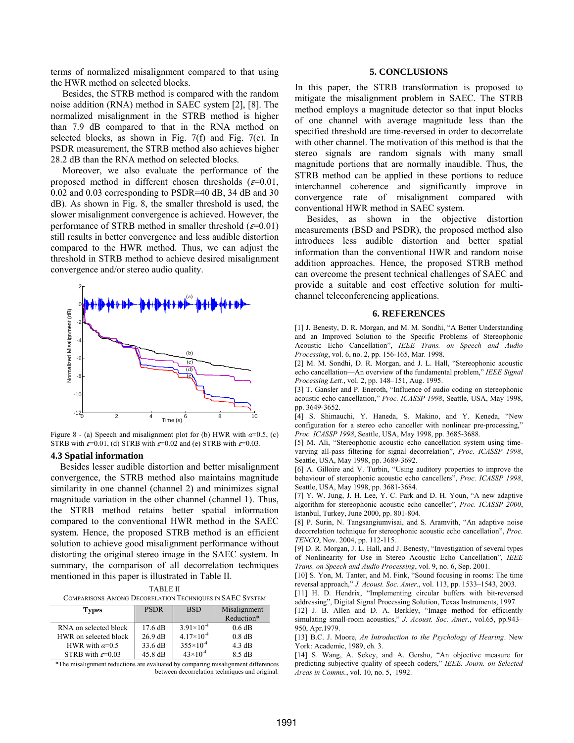terms of normalized misalignment compared to that using the HWR method on selected blocks.

Besides, the STRB method is compared with the random noise addition (RNA) method in SAEC system [2], [8]. The normalized misalignment in the STRB method is higher than 7.9 dB compared to that in the RNA method on selected blocks, as shown in Fig. 7(f) and Fig. 7(c). In PSDR measurement, the STRB method also achieves higher 28.2 dB than the RNA method on selected blocks.

Moreover, we also evaluate the performance of the proposed method in different chosen thresholds ($\varepsilon$=0.01, 0.02 and 0.03 corresponding to PSDR=40 dB, 34 dB and 30 dB). As shown in Fig. 8, the smaller threshold is used, the slower misalignment convergence is achieved. However, the performance of STRB method in smaller threshold ($\varepsilon$=0.01) still results in better convergence and less audible distortion compared to the HWR method. Thus, we can adjust the threshold in STRB method to achieve desired misalignment convergence and/or stereo audio quality.

2
0
-2
-4
-6
-8
-10
-12
0 2 4 6 8 10
Time (s)
Normalized Misalignment (dB)
(a)
(b)
(c)
(d)
(e)

Figure 8 - (a) Speech and misalignment plot for (b) HWR with $\alpha$=0.5, (c) STRB with $\varepsilon$=0.01, (d) STRB with $\varepsilon$=0.02 and (e) STRB with $\varepsilon$=0.03.

### 4.3 Spatial information

Besides lesser audible distortion and better misalignment convergence, the STRB method also maintains magnitude similarity in one channel (channel 2) and minimizes signal magnitude variation in the other channel (channel 1). Thus, the STRB method retains better spatial information compared to the conventional HWR method in the SAEC system. Hence, the proposed STRB method is an efficient solution to achieve good misalignment performance without distorting the original stereo image in the SAEC system. In summary, the comparison of all decorrelation techniques mentioned in this paper is illustrated in Table II.

TABLE II
COMPARISONS AMONG DECORELATION TECHNIQUES IN SAEC SYSTEM

| Types | PSDR | BSD | Misalignment Reduction* |
|---|---|---|---|
| RNA on selected block | 17.6 dB | $3.91\times10^{-4}$ | 0.6 dB |
| HWR on selected block | 26.9 dB | $4.17\times10^{-4}$ | 0.8 dB |
| HWR with $\alpha$=0.5 | 33.6 dB | $355\times10^{-4}$ | 4.3 dB |
| STRB with $\varepsilon$=0.03 | 45.8 dB | $43\times10^{-4}$ | 8.5 dB |

*The misalignment reductions are evaluated by comparing misalignment differences between decorrelation techniques and original.

## 5. CONCLUSIONS

In this paper, the STRB transformation is proposed to mitigate the misalignment problem in SAEC. The STRB method employs a magnitude detector so that input blocks of one channel with average magnitude less than the specified threshold are time-reversed in order to decorrelate with other channel. The motivation of this method is that the stereo signals are random signals with many small magnitude portions that are normally inaudible. Thus, the STRB method can be applied in these portions to reduce interchannel coherence and significantly improve in convergence rate of misalignment compared with conventional HWR method in SAEC system.

Besides, as shown in the objective distortion measurements (BSD and PSDR), the proposed method also introduces less audible distortion and better spatial information than the conventional HWR and random noise addition approaches. Hence, the proposed STRB method can overcome the present technical challenges of SAEC and provide a suitable and cost effective solution for multi-channel teleconferencing applications.

## 6. REFERENCES

[1] J. Benesty, D. R. Morgan, and M. M. Sondhi, "A Better Understanding and an Improved Solution to the Specific Problems of Stereophonic Acoustic Echo Cancellation", *IEEE Trans. on Speech and Audio Processing*, vol. 6, no. 2, pp. 156-165, Mar. 1998.

[2] M. M. Sondhi, D. R. Morgan, and J. L. Hall, "Stereophonic acoustic echo cancellation—An overview of the fundamental problem," *IEEE Signal Processing Lett.*, vol. 2, pp. 148–151, Aug. 1995.

[3] T. Gansler and P. Eneroth, "Influence of audio coding on stereophonic acoustic echo cancellation," *Proc. ICASSP 1998*, Seattle, USA, May 1998, pp. 3649-3652.

[4] S. Shimauchi, Y. Haneda, S. Makino, and Y. Keneda, "New configuration for a stereo echo canceller with nonlinear pre-processing," *Proc. ICASSP 1998*, Seattle, USA, May 1998, pp. 3685-3688.

[5] M. Ali, "Stereophonic acoustic echo cancellation system using time-varying all-pass filtering for signal decorrelation", *Proc. ICASSP 1998*, Seattle, USA, May 1998, pp. 3689-3692.

[6] A. Gilloire and V. Turbin, "Using auditory properties to improve the behaviour of stereophonic acoustic echo cancellers", *Proc. ICASSP 1998*, Seattle, USA, May 1998, pp. 3681-3684.

[7] Y. W. Jung, J. H. Lee, Y. C. Park and D. H. Youn, "A new adaptive algorithm for stereophonic acoustic echo canceller", *Proc. ICASSP 2000*, Istanbul, Turkey, June 2000, pp. 801-804.

[8] P. Surin, N. Tangsangiumvisai, and S. Aramvith, "An adaptive noise decorrelation technique for stereophonic acoustic echo cancellation", *Proc. TENCO*, Nov. 2004, pp. 112-115.

[9] D. R. Morgan, J. L. Hall, and J. Benesty, "Investigation of several types of Nonlinearity for Use in Stereo Acoustic Echo Cancellation", *IEEE Trans. on Speech and Audio Processing*, vol. 9, no. 6, Sep. 2001.

[10] S. Yon, M. Tanter, and M. Fink, "Sound focusing in rooms: The time reversal approach," *J. Acoust. Soc. Amer.*, vol. 113, pp. 1533–1543, 2003.

[11] H. D. Hendrix, "Implementing circular buffers with bit-reversed addressing", Digital Signal Processing Solution, Texas Instruments, 1997.

[12] J. B. Allen and D. A. Berkley, "Image method for efficiently simulating small-room acoustics," *J. Acoust. Soc. Amer.*, vol.65, pp.943–950, Apr.1979.

[13] B.C. J. Moore, *An Introduction to the Psychology of Hearing*. New York: Academic, 1989, ch. 3.

[14] S. Wang, A. Sekey, and A. Gersho, "An objective measure for predicting subjective quality of speech coders," *IEEE. Journ. on Selected Areas in Comms.*, vol. 10, no. 5, 1992.